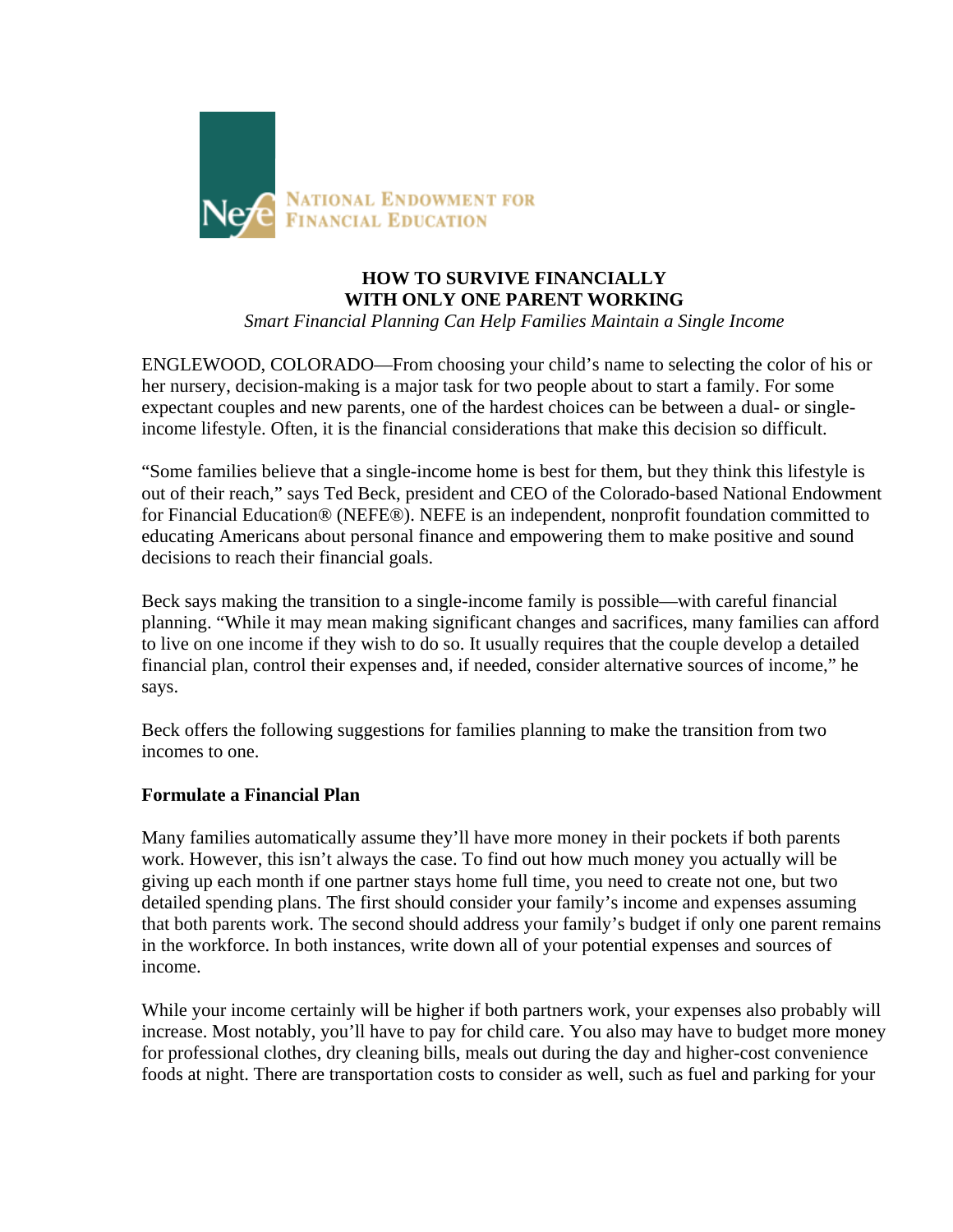NATIONAL ENDOWMENT FOR FINANCIAL EDUCATION

# HOW TO SURVIVE FINANCIALLY WITH ONLY ONE PARENT WORKING

*Smart Financial Planning Can Help Families Maintain a Single Income*

ENGLEWOOD, COLORADO—From choosing your child's name to selecting the color of his or her nursery, decision-making is a major task for two people about to start a family. For some expectant couples and new parents, one of the hardest choices can be between a dual- or single-income lifestyle. Often, it is the financial considerations that make this decision so difficult.

"Some families believe that a single-income home is best for them, but they think this lifestyle is out of their reach," says Ted Beck, president and CEO of the Colorado-based National Endowment for Financial Education® (NEFE®). NEFE is an independent, nonprofit foundation committed to educating Americans about personal finance and empowering them to make positive and sound decisions to reach their financial goals.

Beck says making the transition to a single-income family is possible—with careful financial planning. "While it may mean making significant changes and sacrifices, many families can afford to live on one income if they wish to do so. It usually requires that the couple develop a detailed financial plan, control their expenses and, if needed, consider alternative sources of income," he says.

Beck offers the following suggestions for families planning to make the transition from two incomes to one.

**Formulate a Financial Plan**

Many families automatically assume they'll have more money in their pockets if both parents work. However, this isn't always the case. To find out how much money you actually will be giving up each month if one partner stays home full time, you need to create not one, but two detailed spending plans. The first should consider your family's income and expenses assuming that both parents work. The second should address your family's budget if only one parent remains in the workforce. In both instances, write down all of your potential expenses and sources of income.

While your income certainly will be higher if both partners work, your expenses also probably will increase. Most notably, you'll have to pay for child care. You also may have to budget more money for professional clothes, dry cleaning bills, meals out during the day and higher-cost convenience foods at night. There are transportation costs to consider as well, such as fuel and parking for your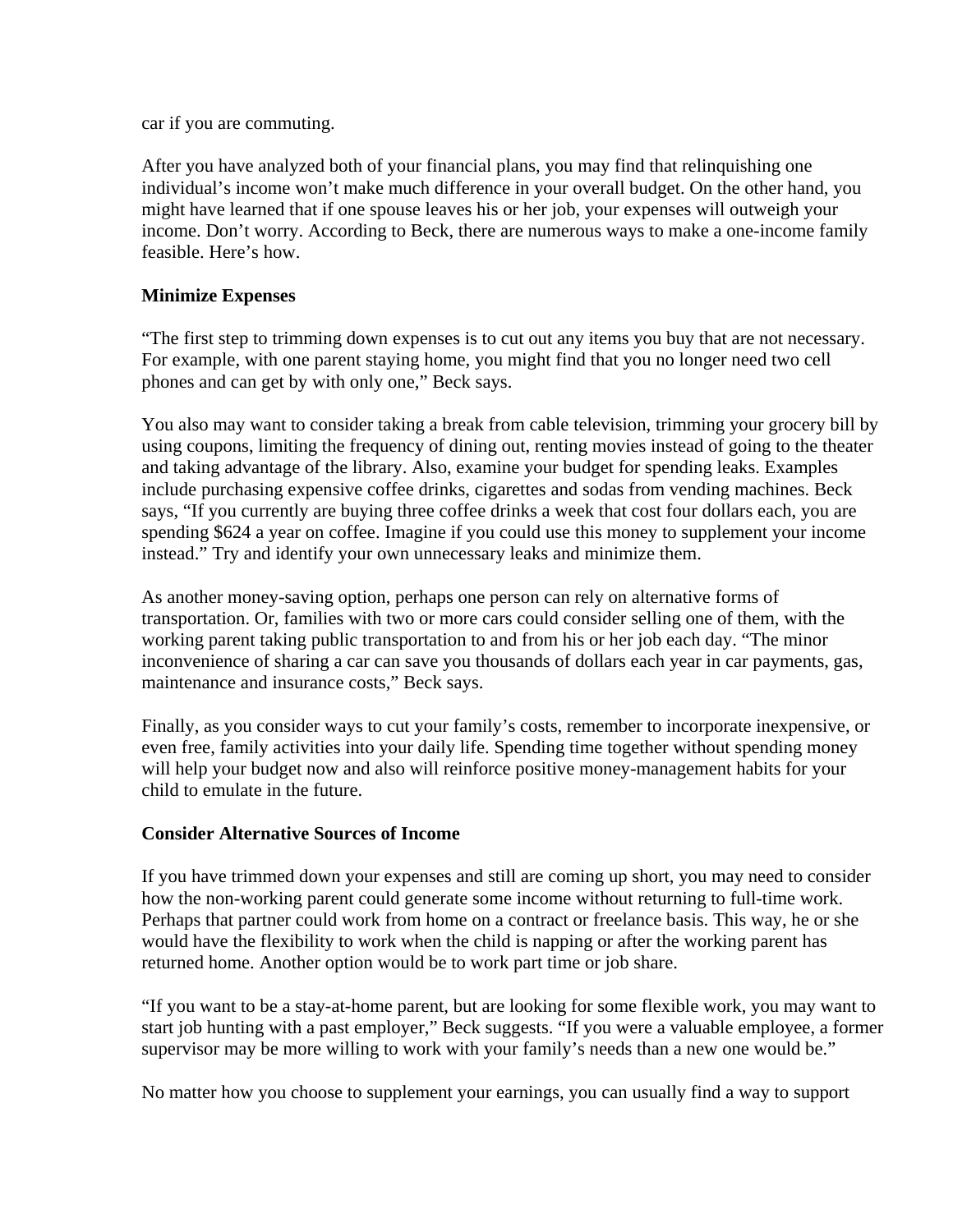car if you are commuting.

After you have analyzed both of your financial plans, you may find that relinquishing one individual's income won't make much difference in your overall budget. On the other hand, you might have learned that if one spouse leaves his or her job, your expenses will outweigh your income. Don't worry. According to Beck, there are numerous ways to make a one-income family feasible. Here's how.

**Minimize Expenses**

"The first step to trimming down expenses is to cut out any items you buy that are not necessary. For example, with one parent staying home, you might find that you no longer need two cell phones and can get by with only one," Beck says.

You also may want to consider taking a break from cable television, trimming your grocery bill by using coupons, limiting the frequency of dining out, renting movies instead of going to the theater and taking advantage of the library. Also, examine your budget for spending leaks. Examples include purchasing expensive coffee drinks, cigarettes and sodas from vending machines. Beck says, "If you currently are buying three coffee drinks a week that cost four dollars each, you are spending $624 a year on coffee. Imagine if you could use this money to supplement your income instead." Try and identify your own unnecessary leaks and minimize them.

As another money-saving option, perhaps one person can rely on alternative forms of transportation. Or, families with two or more cars could consider selling one of them, with the working parent taking public transportation to and from his or her job each day. "The minor inconvenience of sharing a car can save you thousands of dollars each year in car payments, gas, maintenance and insurance costs," Beck says.

Finally, as you consider ways to cut your family's costs, remember to incorporate inexpensive, or even free, family activities into your daily life. Spending time together without spending money will help your budget now and also will reinforce positive money-management habits for your child to emulate in the future.

**Consider Alternative Sources of Income**

If you have trimmed down your expenses and still are coming up short, you may need to consider how the non-working parent could generate some income without returning to full-time work. Perhaps that partner could work from home on a contract or freelance basis. This way, he or she would have the flexibility to work when the child is napping or after the working parent has returned home. Another option would be to work part time or job share.

"If you want to be a stay-at-home parent, but are looking for some flexible work, you may want to start job hunting with a past employer," Beck suggests. "If you were a valuable employee, a former supervisor may be more willing to work with your family's needs than a new one would be."

No matter how you choose to supplement your earnings, you can usually find a way to support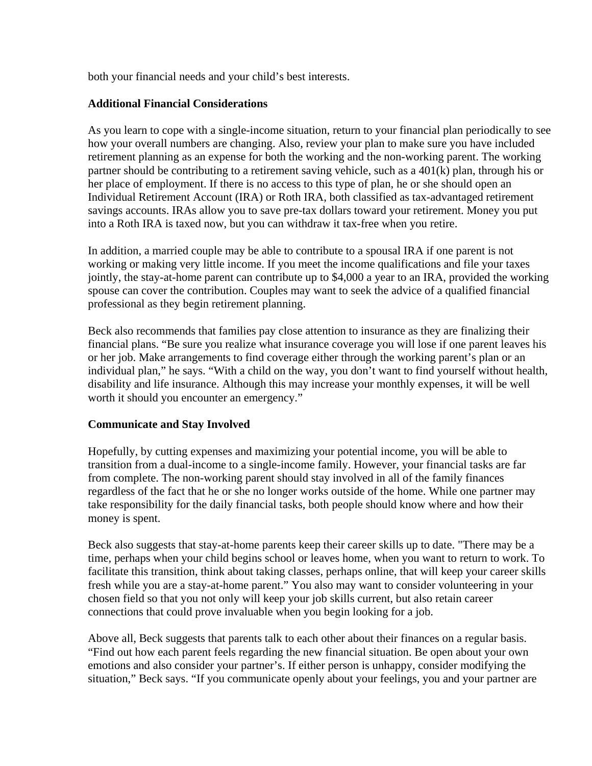both your financial needs and your child's best interests.

**Additional Financial Considerations**

As you learn to cope with a single-income situation, return to your financial plan periodically to see how your overall numbers are changing. Also, review your plan to make sure you have included retirement planning as an expense for both the working and the non-working parent. The working partner should be contributing to a retirement saving vehicle, such as a 401(k) plan, through his or her place of employment. If there is no access to this type of plan, he or she should open an Individual Retirement Account (IRA) or Roth IRA, both classified as tax-advantaged retirement savings accounts. IRAs allow you to save pre-tax dollars toward your retirement. Money you put into a Roth IRA is taxed now, but you can withdraw it tax-free when you retire.

In addition, a married couple may be able to contribute to a spousal IRA if one parent is not working or making very little income. If you meet the income qualifications and file your taxes jointly, the stay-at-home parent can contribute up to $4,000 a year to an IRA, provided the working spouse can cover the contribution. Couples may want to seek the advice of a qualified financial professional as they begin retirement planning.

Beck also recommends that families pay close attention to insurance as they are finalizing their financial plans. "Be sure you realize what insurance coverage you will lose if one parent leaves his or her job. Make arrangements to find coverage either through the working parent's plan or an individual plan," he says. "With a child on the way, you don't want to find yourself without health, disability and life insurance. Although this may increase your monthly expenses, it will be well worth it should you encounter an emergency."

**Communicate and Stay Involved**

Hopefully, by cutting expenses and maximizing your potential income, you will be able to transition from a dual-income to a single-income family. However, your financial tasks are far from complete. The non-working parent should stay involved in all of the family finances regardless of the fact that he or she no longer works outside of the home. While one partner may take responsibility for the daily financial tasks, both people should know where and how their money is spent.

Beck also suggests that stay-at-home parents keep their career skills up to date. "There may be a time, perhaps when your child begins school or leaves home, when you want to return to work. To facilitate this transition, think about taking classes, perhaps online, that will keep your career skills fresh while you are a stay-at-home parent." You also may want to consider volunteering in your chosen field so that you not only will keep your job skills current, but also retain career connections that could prove invaluable when you begin looking for a job.

Above all, Beck suggests that parents talk to each other about their finances on a regular basis. "Find out how each parent feels regarding the new financial situation. Be open about your own emotions and also consider your partner's. If either person is unhappy, consider modifying the situation," Beck says. "If you communicate openly about your feelings, you and your partner are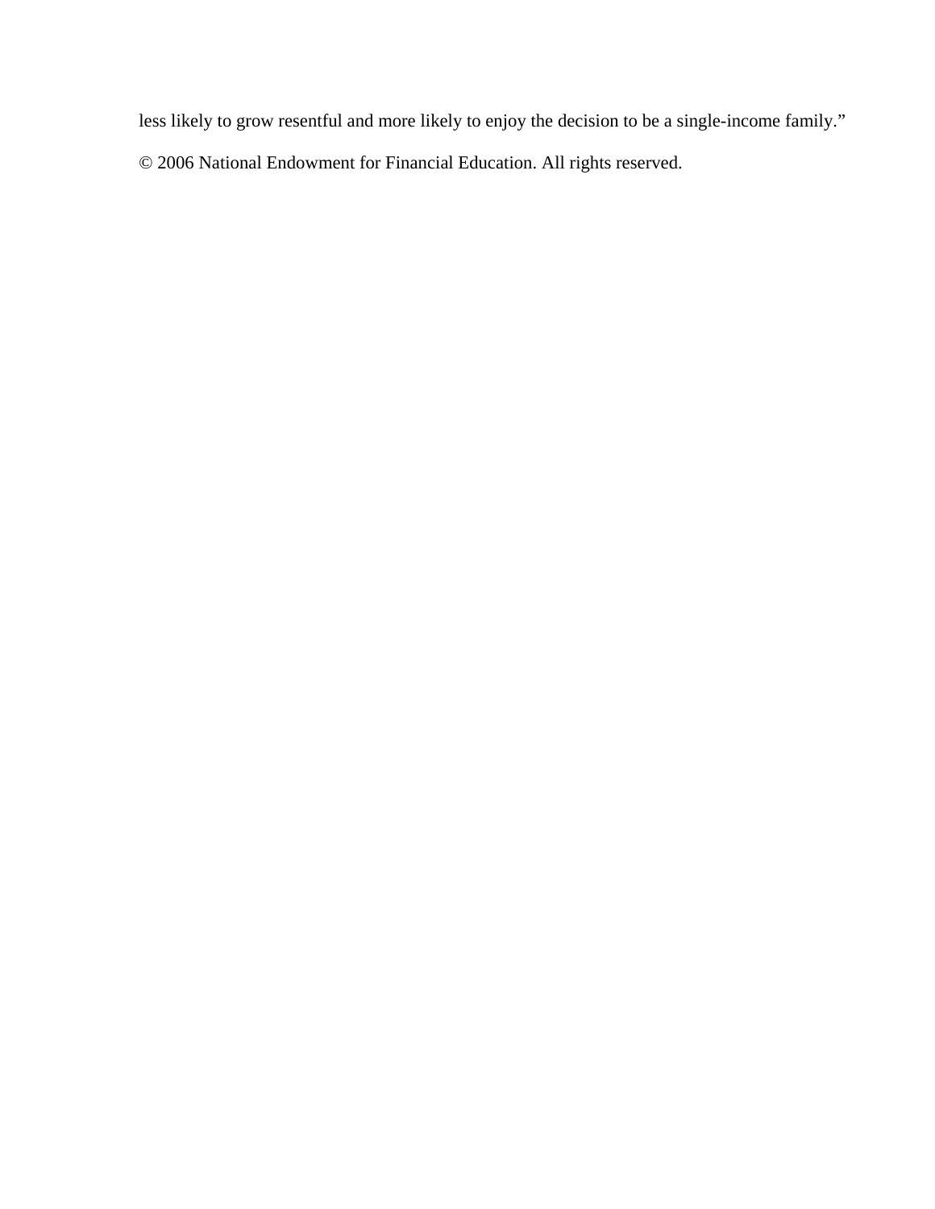less likely to grow resentful and more likely to enjoy the decision to be a single-income family."

© 2006 National Endowment for Financial Education. All rights reserved.